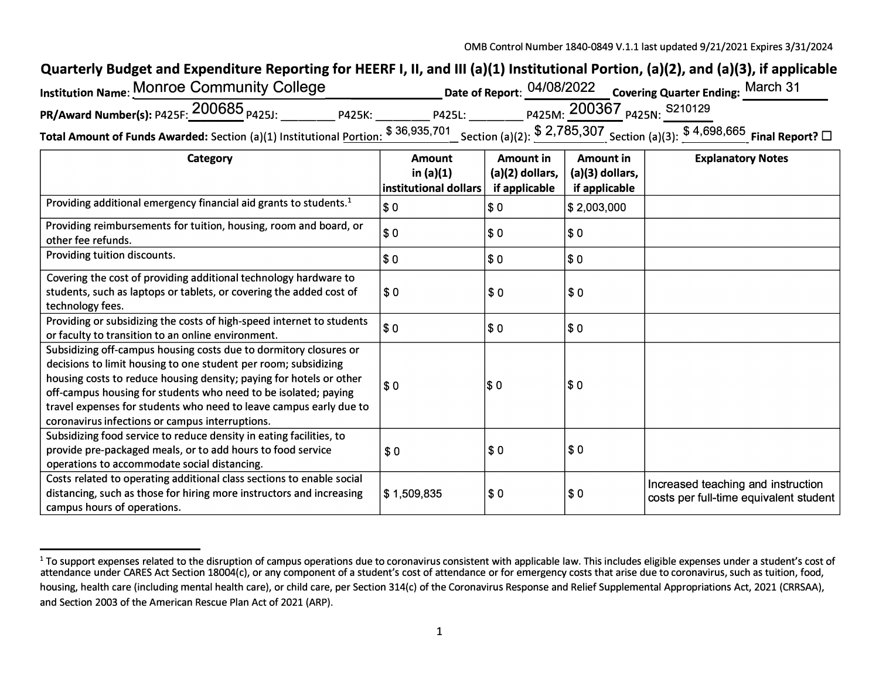OMB Control Number 1840-0849 V.1.1 last updated 9/21/2021 Expires 3/31/2024

## Quarterly Budget and Expenditure Reporting for HEERF I, II, and III (a)(1) Institutional Portion, (a)(2), and (a)(3), if applicable

**Institution Name**: Monroe Community College **Date of Report**: 04/08/2022 **Covering Quarter Ending:** March 31

**PR/Award Number(s):** P425F: 200685 P425J: ________ P425K: ________ P425L: ________ P425M: 200367 P425N: S210129

**Total Amount of Funds Awarded:** Section (a)(1) Institutional Portion: $ 36,935,701 Section (a)(2): $ 2,785,307 Section (a)(3): $ 4,698,665 **Final Report?** ☐

| Category | Amount in (a)(1) institutional dollars | Amount in (a)(2) dollars, if applicable | Amount in (a)(3) dollars, if applicable | Explanatory Notes |
|---|---|---|---|---|
| Providing additional emergency financial aid grants to students.[1] | $ 0 | $ 0 | $ 2,003,000 | |
| Providing reimbursements for tuition, housing, room and board, or other fee refunds. | $ 0 | $ 0 | $ 0 | |
| Providing tuition discounts. | $ 0 | $ 0 | $ 0 | |
| Covering the cost of providing additional technology hardware to students, such as laptops or tablets, or covering the added cost of technology fees. | $ 0 | $ 0 | $ 0 | |
| Providing or subsidizing the costs of high-speed internet to students or faculty to transition to an online environment. | $ 0 | $ 0 | $ 0 | |
| Subsidizing off-campus housing costs due to dormitory closures or decisions to limit housing to one student per room; subsidizing housing costs to reduce housing density; paying for hotels or other off-campus housing for students who need to be isolated; paying travel expenses for students who need to leave campus early due to coronavirus infections or campus interruptions. | $ 0 | $ 0 | $ 0 | |
| Subsidizing food service to reduce density in eating facilities, to provide pre-packaged meals, or to add hours to food service operations to accommodate social distancing. | $ 0 | $ 0 | $ 0 | |
| Costs related to operating additional class sections to enable social distancing, such as those for hiring more instructors and increasing campus hours of operations. | $ 1,509,835 | $ 0 | $ 0 | Increased teaching and instruction costs per full-time equivalent student |

[1] To support expenses related to the disruption of campus operations due to coronavirus consistent with applicable law. This includes eligible expenses under a student's cost of attendance under CARES Act Section 18004(c), or any component of a student's cost of attendance or for emergency costs that arise due to coronavirus, such as tuition, food, housing, health care (including mental health care), or child care, per Section 314(c) of the Coronavirus Response and Relief Supplemental Appropriations Act, 2021 (CRRSAA), and Section 2003 of the American Rescue Plan Act of 2021 (ARP).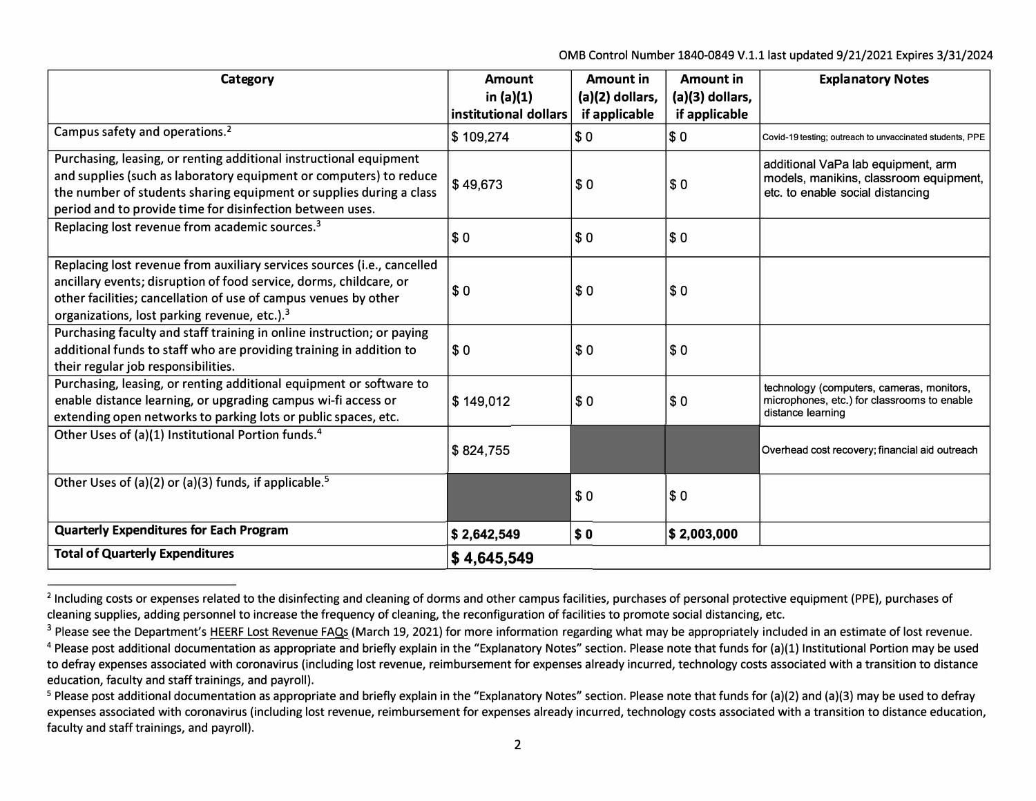OMB Control Number 1840-0849 V.1.1 last updated 9/21/2021 Expires 3/31/2024

| Category | Amount in (a)(1) institutional dollars | Amount in (a)(2) dollars, if applicable | Amount in (a)(3) dollars, if applicable | Explanatory Notes |
|---|---|---|---|---|
| Campus safety and operations.[2] | $ 109,274 | $ 0 | $ 0 | Covid-19 testing; outreach to unvaccinated students, PPE |
| Purchasing, leasing, or renting additional instructional equipment and supplies (such as laboratory equipment or computers) to reduce the number of students sharing equipment or supplies during a class period and to provide time for disinfection between uses. | $ 49,673 | $ 0 | $ 0 | additional VaPa lab equipment, arm models, manikins, classroom equipment, etc. to enable social distancing |
| Replacing lost revenue from academic sources.[3] | $ 0 | $ 0 | $ 0 | |
| Replacing lost revenue from auxiliary services sources (i.e., cancelled ancillary events; disruption of food service, dorms, childcare, or other facilities; cancellation of use of campus venues by other organizations, lost parking revenue, etc.).[3] | $ 0 | $ 0 | $ 0 | |
| Purchasing faculty and staff training in online instruction; or paying additional funds to staff who are providing training in addition to their regular job responsibilities. | $ 0 | $ 0 | $ 0 | |
| Purchasing, leasing, or renting additional equipment or software to enable distance learning, or upgrading campus wi-fi access or extending open networks to parking lots or public spaces, etc. | $ 149,012 | $ 0 | $ 0 | technology (computers, cameras, monitors, microphones, etc.) for classrooms to enable distance learning |
| Other Uses of (a)(1) Institutional Portion funds.[4] | $ 824,755 | | | Overhead cost recovery; financial aid outreach |
| Other Uses of (a)(2) or (a)(3) funds, if applicable.[5] | | $ 0 | $ 0 | |
| **Quarterly Expenditures for Each Program** | **$ 2,642,549** | **$ 0** | **$ 2,003,000** | |
| **Total of Quarterly Expenditures** | **$ 4,645,549** | | | |

[2] Including costs or expenses related to the disinfecting and cleaning of dorms and other campus facilities, purchases of personal protective equipment (PPE), purchases of cleaning supplies, adding personnel to increase the frequency of cleaning, the reconfiguration of facilities to promote social distancing, etc.

[3] Please see the Department's HEERF Lost Revenue FAQs (March 19, 2021) for more information regarding what may be appropriately included in an estimate of lost revenue.

[4] Please post additional documentation as appropriate and briefly explain in the "Explanatory Notes" section. Please note that funds for (a)(1) Institutional Portion may be used to defray expenses associated with coronavirus (including lost revenue, reimbursement for expenses already incurred, technology costs associated with a transition to distance education, faculty and staff trainings, and payroll).

[5] Please post additional documentation as appropriate and briefly explain in the "Explanatory Notes" section. Please note that funds for (a)(2) and (a)(3) may be used to defray expenses associated with coronavirus (including lost revenue, reimbursement for expenses already incurred, technology costs associated with a transition to distance education, faculty and staff trainings, and payroll).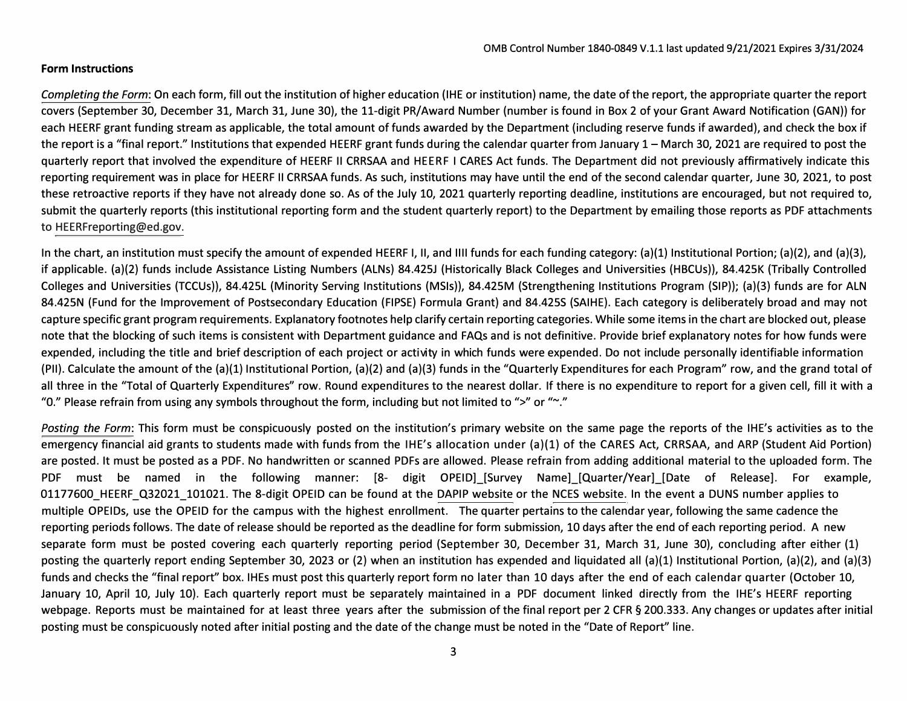**Form Instructions**

*Completing the Form*: On each form, fill out the institution of higher education (IHE or institution) name, the date of the report, the appropriate quarter the report covers (September 30, December 31, March 31, June 30), the 11-digit PR/Award Number (number is found in Box 2 of your Grant Award Notification (GAN)) for each HEERF grant funding stream as applicable, the total amount of funds awarded by the Department (including reserve funds if awarded), and check the box if the report is a "final report." Institutions that expended HEERF grant funds during the calendar quarter from January 1 – March 30, 2021 are required to post the quarterly report that involved the expenditure of HEERF II CRRSAA and HEERF I CARES Act funds. The Department did not previously affirmatively indicate this reporting requirement was in place for HEERF II CRRSAA funds. As such, institutions may have until the end of the second calendar quarter, June 30, 2021, to post these retroactive reports if they have not already done so. As of the July 10, 2021 quarterly reporting deadline, institutions are encouraged, but not required to, submit the quarterly reports (this institutional reporting form and the student quarterly report) to the Department by emailing those reports as PDF attachments to HEERFreporting@ed.gov.

In the chart, an institution must specify the amount of expended HEERF I, II, and IIII funds for each funding category: (a)(1) Institutional Portion; (a)(2), and (a)(3), if applicable. (a)(2) funds include Assistance Listing Numbers (ALNs) 84.425J (Historically Black Colleges and Universities (HBCUs)), 84.425K (Tribally Controlled Colleges and Universities (TCCUs)), 84.425L (Minority Serving Institutions (MSIs)), 84.425M (Strengthening Institutions Program (SIP)); (a)(3) funds are for ALN 84.425N (Fund for the Improvement of Postsecondary Education (FIPSE) Formula Grant) and 84.425S (SAIHE). Each category is deliberately broad and may not capture specific grant program requirements. Explanatory footnotes help clarify certain reporting categories. While some items in the chart are blocked out, please note that the blocking of such items is consistent with Department guidance and FAQs and is not definitive. Provide brief explanatory notes for how funds were expended, including the title and brief description of each project or activity in which funds were expended. Do not include personally identifiable information (PII). Calculate the amount of the (a)(1) Institutional Portion, (a)(2) and (a)(3) funds in the "Quarterly Expenditures for each Program" row, and the grand total of all three in the "Total of Quarterly Expenditures" row. Round expenditures to the nearest dollar. If there is no expenditure to report for a given cell, fill it with a "0." Please refrain from using any symbols throughout the form, including but not limited to ">" or "~."

*Posting the Form*: This form must be conspicuously posted on the institution's primary website on the same page the reports of the IHE's activities as to the emergency financial aid grants to students made with funds from the IHE's allocation under (a)(1) of the CARES Act, CRRSAA, and ARP (Student Aid Portion) are posted. It must be posted as a PDF. No handwritten or scanned PDFs are allowed. Please refrain from adding additional material to the uploaded form. The PDF must be named in the following manner: [8- digit OPEID]_[Survey Name]_[Quarter/Year]_[Date of Release]. For example, 01177600_HEERF_Q32021_101021. The 8-digit OPEID can be found at the DAPIP website or the NCES website. In the event a DUNS number applies to multiple OPEIDs, use the OPEID for the campus with the highest enrollment. The quarter pertains to the calendar year, following the same cadence the reporting periods follows. The date of release should be reported as the deadline for form submission, 10 days after the end of each reporting period. A new separate form must be posted covering each quarterly reporting period (September 30, December 31, March 31, June 30), concluding after either (1) posting the quarterly report ending September 30, 2023 or (2) when an institution has expended and liquidated all (a)(1) Institutional Portion, (a)(2), and (a)(3) funds and checks the "final report" box. IHEs must post this quarterly report form no later than 10 days after the end of each calendar quarter (October 10, January 10, April 10, July 10). Each quarterly report must be separately maintained in a PDF document linked directly from the IHE's HEERF reporting webpage. Reports must be maintained for at least three years after the submission of the final report per 2 CFR § 200.333. Any changes or updates after initial posting must be conspicuously noted after initial posting and the date of the change must be noted in the "Date of Report" line.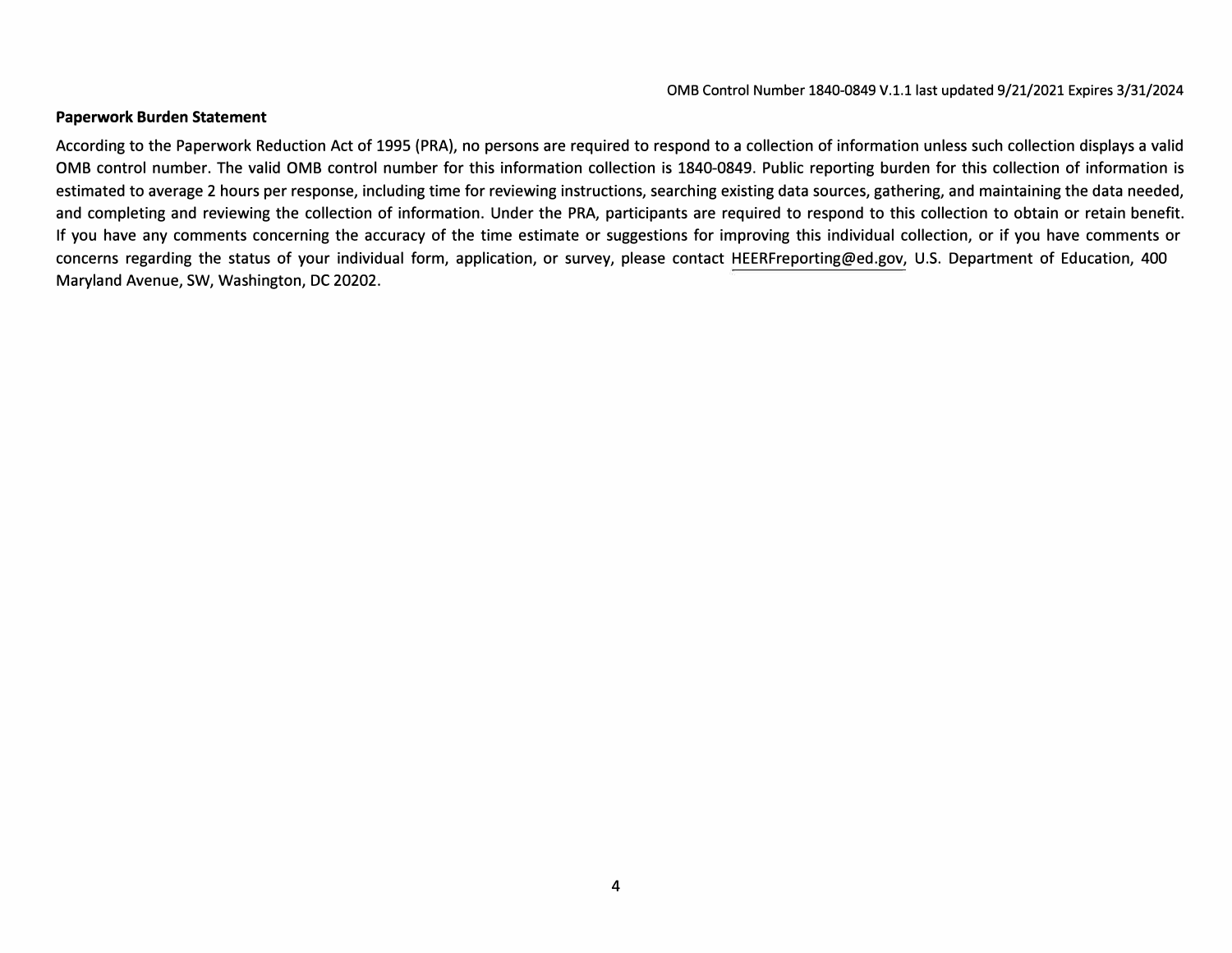OMB Control Number 1840-0849 V.1.1 last updated 9/21/2021 Expires 3/31/2024

**Paperwork Burden Statement**

According to the Paperwork Reduction Act of 1995 (PRA), no persons are required to respond to a collection of information unless such collection displays a valid OMB control number. The valid OMB control number for this information collection is 1840-0849. Public reporting burden for this collection of information is estimated to average 2 hours per response, including time for reviewing instructions, searching existing data sources, gathering, and maintaining the data needed, and completing and reviewing the collection of information. Under the PRA, participants are required to respond to this collection to obtain or retain benefit. If you have any comments concerning the accuracy of the time estimate or suggestions for improving this individual collection, or if you have comments or concerns regarding the status of your individual form, application, or survey, please contact HEERFreporting@ed.gov, U.S. Department of Education, 400 Maryland Avenue, SW, Washington, DC 20202.